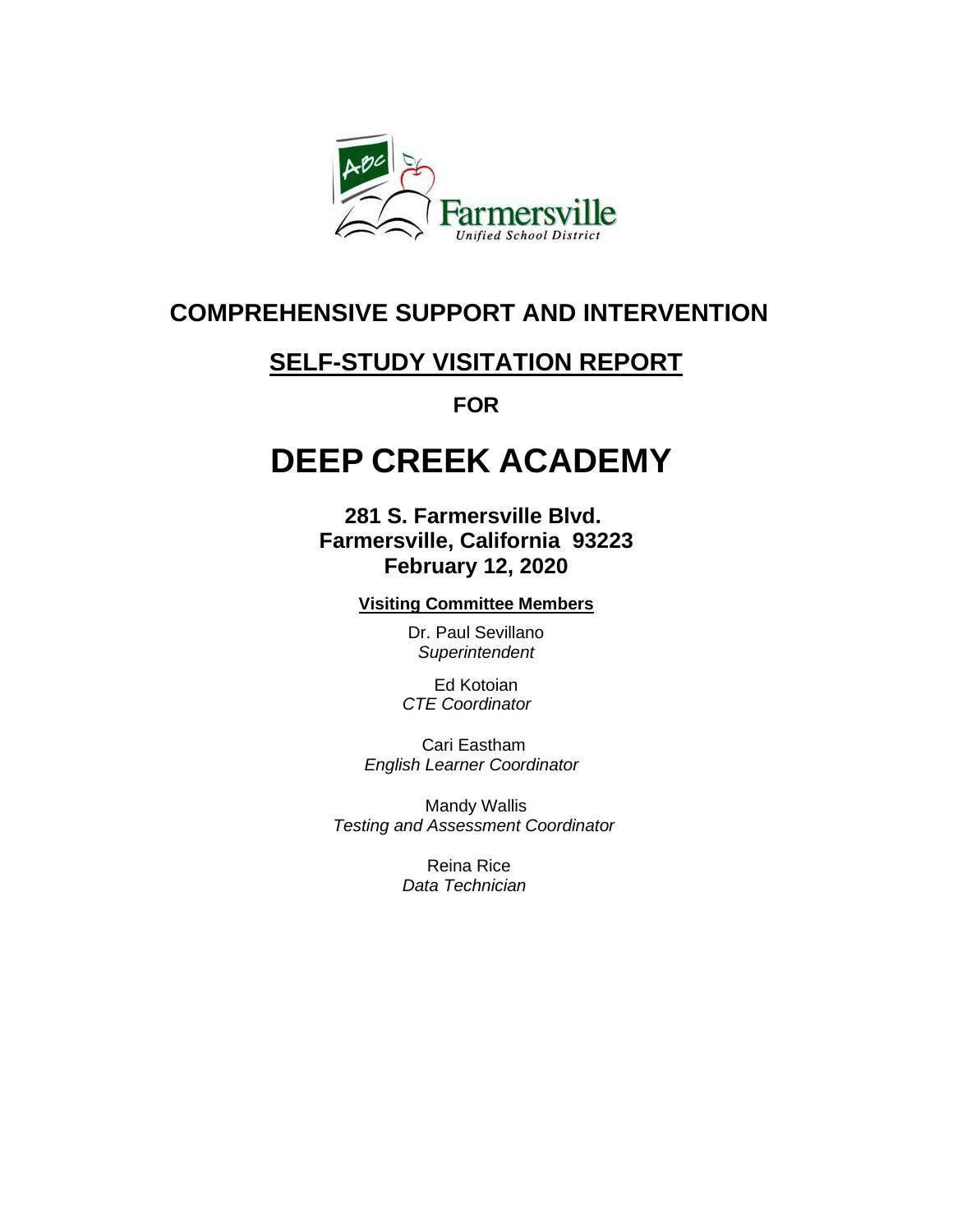Farmersville
*Unified School District*

# COMPREHENSIVE SUPPORT AND INTERVENTION

## SELF-STUDY VISITATION REPORT

**FOR**

# DEEP CREEK ACADEMY

**281 S. Farmersville Blvd.**
**Farmersville, California 93223**
**February 12, 2020**

**Visiting Committee Members**

Dr. Paul Sevillano
*Superintendent*

Ed Kotoian
*CTE Coordinator*

Cari Eastham
*English Learner Coordinator*

Mandy Wallis
*Testing and Assessment Coordinator*

Reina Rice
*Data Technician*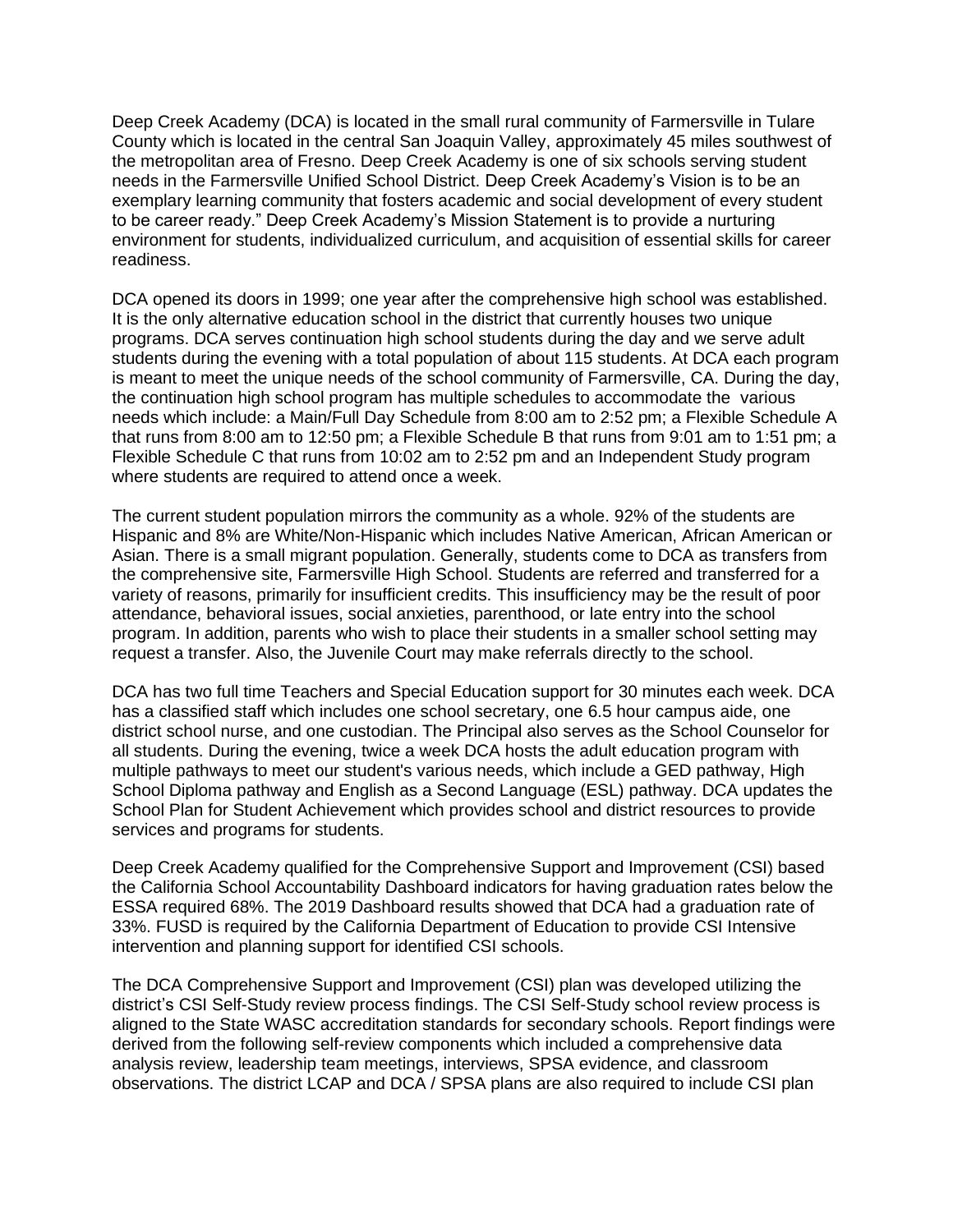Deep Creek Academy (DCA) is located in the small rural community of Farmersville in Tulare County which is located in the central San Joaquin Valley, approximately 45 miles southwest of the metropolitan area of Fresno. Deep Creek Academy is one of six schools serving student needs in the Farmersville Unified School District. Deep Creek Academy's Vision is to be an exemplary learning community that fosters academic and social development of every student to be career ready." Deep Creek Academy's Mission Statement is to provide a nurturing environment for students, individualized curriculum, and acquisition of essential skills for career readiness.

DCA opened its doors in 1999; one year after the comprehensive high school was established. It is the only alternative education school in the district that currently houses two unique programs. DCA serves continuation high school students during the day and we serve adult students during the evening with a total population of about 115 students. At DCA each program is meant to meet the unique needs of the school community of Farmersville, CA. During the day, the continuation high school program has multiple schedules to accommodate the various needs which include: a Main/Full Day Schedule from 8:00 am to 2:52 pm; a Flexible Schedule A that runs from 8:00 am to 12:50 pm; a Flexible Schedule B that runs from 9:01 am to 1:51 pm; a Flexible Schedule C that runs from 10:02 am to 2:52 pm and an Independent Study program where students are required to attend once a week.

The current student population mirrors the community as a whole. 92% of the students are Hispanic and 8% are White/Non-Hispanic which includes Native American, African American or Asian. There is a small migrant population. Generally, students come to DCA as transfers from the comprehensive site, Farmersville High School. Students are referred and transferred for a variety of reasons, primarily for insufficient credits. This insufficiency may be the result of poor attendance, behavioral issues, social anxieties, parenthood, or late entry into the school program. In addition, parents who wish to place their students in a smaller school setting may request a transfer. Also, the Juvenile Court may make referrals directly to the school.

DCA has two full time Teachers and Special Education support for 30 minutes each week. DCA has a classified staff which includes one school secretary, one 6.5 hour campus aide, one district school nurse, and one custodian. The Principal also serves as the School Counselor for all students. During the evening, twice a week DCA hosts the adult education program with multiple pathways to meet our student's various needs, which include a GED pathway, High School Diploma pathway and English as a Second Language (ESL) pathway. DCA updates the School Plan for Student Achievement which provides school and district resources to provide services and programs for students.

Deep Creek Academy qualified for the Comprehensive Support and Improvement (CSI) based the California School Accountability Dashboard indicators for having graduation rates below the ESSA required 68%. The 2019 Dashboard results showed that DCA had a graduation rate of 33%. FUSD is required by the California Department of Education to provide CSI Intensive intervention and planning support for identified CSI schools.

The DCA Comprehensive Support and Improvement (CSI) plan was developed utilizing the district's CSI Self-Study review process findings. The CSI Self-Study school review process is aligned to the State WASC accreditation standards for secondary schools. Report findings were derived from the following self-review components which included a comprehensive data analysis review, leadership team meetings, interviews, SPSA evidence, and classroom observations. The district LCAP and DCA / SPSA plans are also required to include CSI plan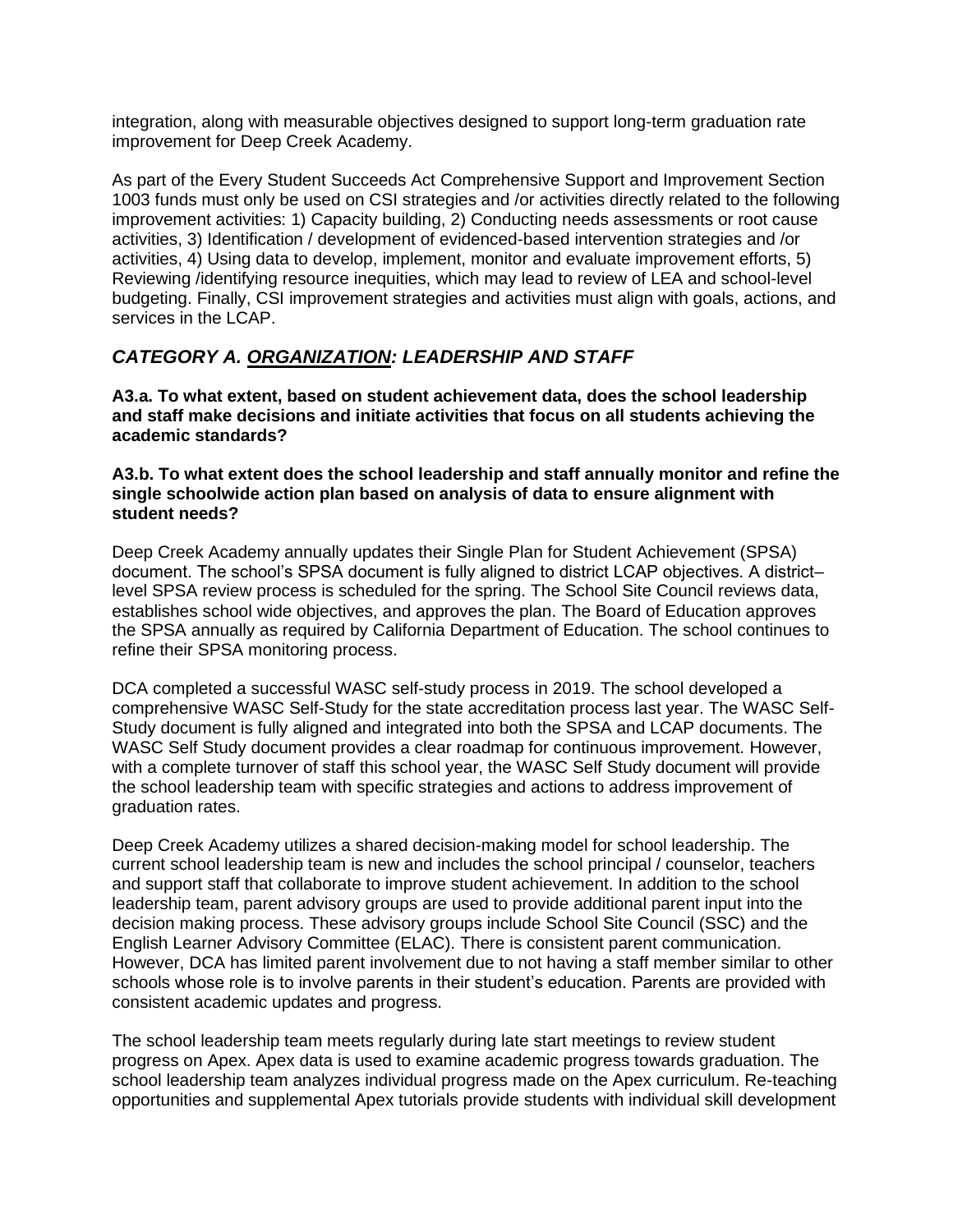integration, along with measurable objectives designed to support long-term graduation rate improvement for Deep Creek Academy.

As part of the Every Student Succeeds Act Comprehensive Support and Improvement Section 1003 funds must only be used on CSI strategies and /or activities directly related to the following improvement activities: 1) Capacity building, 2) Conducting needs assessments or root cause activities, 3) Identification / development of evidenced-based intervention strategies and /or activities, 4) Using data to develop, implement, monitor and evaluate improvement efforts, 5) Reviewing /identifying resource inequities, which may lead to review of LEA and school-level budgeting. Finally, CSI improvement strategies and activities must align with goals, actions, and services in the LCAP.

## *CATEGORY A. ORGANIZATION: LEADERSHIP AND STAFF*

**A3.a. To what extent, based on student achievement data, does the school leadership and staff make decisions and initiate activities that focus on all students achieving the academic standards?**

**A3.b. To what extent does the school leadership and staff annually monitor and refine the single schoolwide action plan based on analysis of data to ensure alignment with student needs?**

Deep Creek Academy annually updates their Single Plan for Student Achievement (SPSA) document. The school's SPSA document is fully aligned to district LCAP objectives. A district–level SPSA review process is scheduled for the spring. The School Site Council reviews data, establishes school wide objectives, and approves the plan. The Board of Education approves the SPSA annually as required by California Department of Education. The school continues to refine their SPSA monitoring process.

DCA completed a successful WASC self-study process in 2019. The school developed a comprehensive WASC Self-Study for the state accreditation process last year. The WASC Self-Study document is fully aligned and integrated into both the SPSA and LCAP documents. The WASC Self Study document provides a clear roadmap for continuous improvement. However, with a complete turnover of staff this school year, the WASC Self Study document will provide the school leadership team with specific strategies and actions to address improvement of graduation rates.

Deep Creek Academy utilizes a shared decision-making model for school leadership. The current school leadership team is new and includes the school principal / counselor, teachers and support staff that collaborate to improve student achievement. In addition to the school leadership team, parent advisory groups are used to provide additional parent input into the decision making process. These advisory groups include School Site Council (SSC) and the English Learner Advisory Committee (ELAC). There is consistent parent communication. However, DCA has limited parent involvement due to not having a staff member similar to other schools whose role is to involve parents in their student's education. Parents are provided with consistent academic updates and progress.

The school leadership team meets regularly during late start meetings to review student progress on Apex. Apex data is used to examine academic progress towards graduation. The school leadership team analyzes individual progress made on the Apex curriculum. Re-teaching opportunities and supplemental Apex tutorials provide students with individual skill development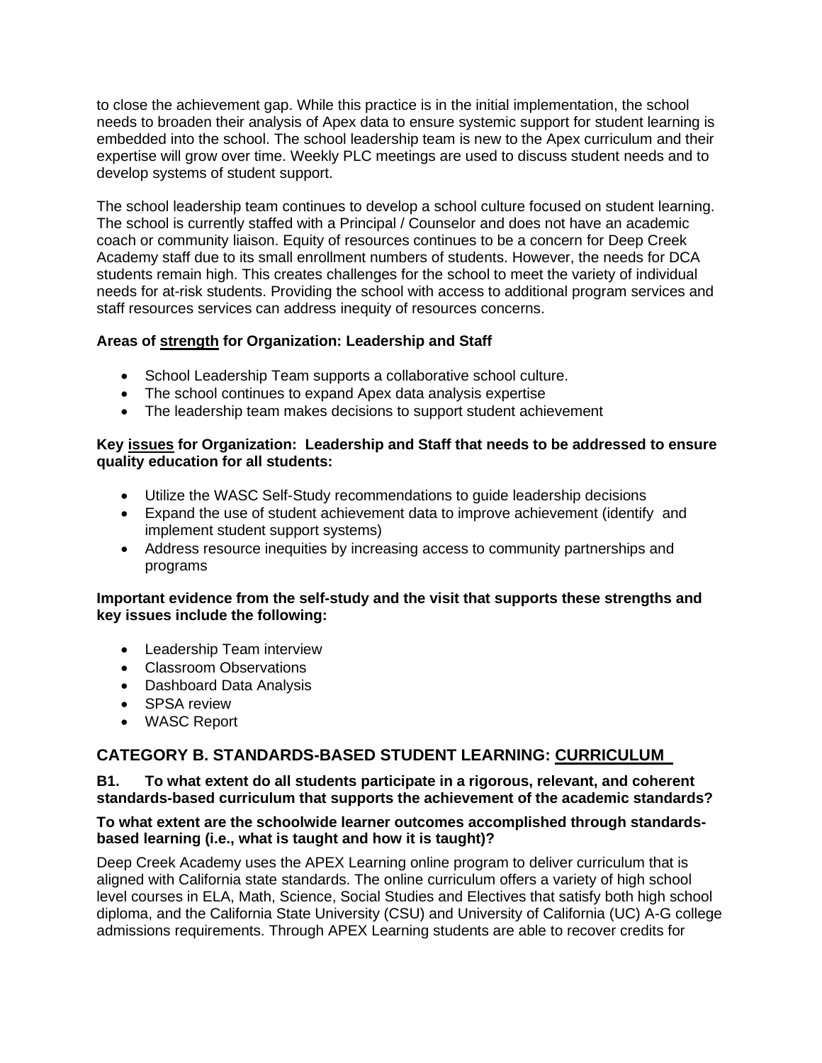to close the achievement gap. While this practice is in the initial implementation, the school needs to broaden their analysis of Apex data to ensure systemic support for student learning is embedded into the school. The school leadership team is new to the Apex curriculum and their expertise will grow over time. Weekly PLC meetings are used to discuss student needs and to develop systems of student support.

The school leadership team continues to develop a school culture focused on student learning. The school is currently staffed with a Principal / Counselor and does not have an academic coach or community liaison. Equity of resources continues to be a concern for Deep Creek Academy staff due to its small enrollment numbers of students. However, the needs for DCA students remain high. This creates challenges for the school to meet the variety of individual needs for at-risk students. Providing the school with access to additional program services and staff resources services can address inequity of resources concerns.

**Areas of strength for Organization: Leadership and Staff**

- School Leadership Team supports a collaborative school culture.
- The school continues to expand Apex data analysis expertise
- The leadership team makes decisions to support student achievement

**Key issues for Organization: Leadership and Staff that needs to be addressed to ensure quality education for all students:**

- Utilize the WASC Self-Study recommendations to guide leadership decisions
- Expand the use of student achievement data to improve achievement (identify and implement student support systems)
- Address resource inequities by increasing access to community partnerships and programs

**Important evidence from the self-study and the visit that supports these strengths and key issues include the following:**

- Leadership Team interview
- Classroom Observations
- Dashboard Data Analysis
- SPSA review
- WASC Report

## CATEGORY B. STANDARDS-BASED STUDENT LEARNING: CURRICULUM

**B1. To what extent do all students participate in a rigorous, relevant, and coherent standards-based curriculum that supports the achievement of the academic standards?**

**To what extent are the schoolwide learner outcomes accomplished through standards-based learning (i.e., what is taught and how it is taught)?**

Deep Creek Academy uses the APEX Learning online program to deliver curriculum that is aligned with California state standards. The online curriculum offers a variety of high school level courses in ELA, Math, Science, Social Studies and Electives that satisfy both high school diploma, and the California State University (CSU) and University of California (UC) A-G college admissions requirements. Through APEX Learning students are able to recover credits for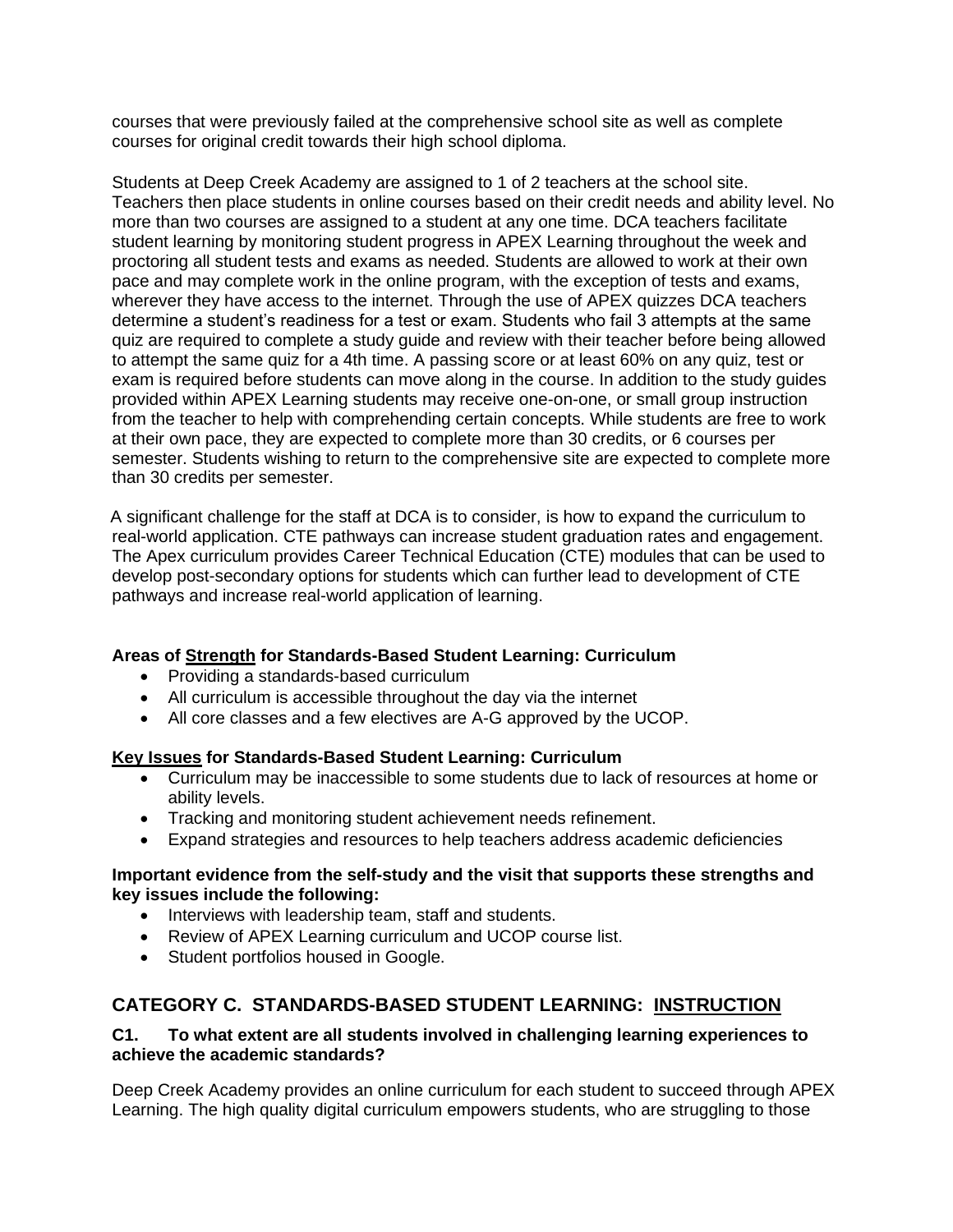courses that were previously failed at the comprehensive school site as well as complete courses for original credit towards their high school diploma.

Students at Deep Creek Academy are assigned to 1 of 2 teachers at the school site. Teachers then place students in online courses based on their credit needs and ability level. No more than two courses are assigned to a student at any one time. DCA teachers facilitate student learning by monitoring student progress in APEX Learning throughout the week and proctoring all student tests and exams as needed. Students are allowed to work at their own pace and may complete work in the online program, with the exception of tests and exams, wherever they have access to the internet. Through the use of APEX quizzes DCA teachers determine a student's readiness for a test or exam. Students who fail 3 attempts at the same quiz are required to complete a study guide and review with their teacher before being allowed to attempt the same quiz for a 4th time. A passing score or at least 60% on any quiz, test or exam is required before students can move along in the course. In addition to the study guides provided within APEX Learning students may receive one-on-one, or small group instruction from the teacher to help with comprehending certain concepts. While students are free to work at their own pace, they are expected to complete more than 30 credits, or 6 courses per semester. Students wishing to return to the comprehensive site are expected to complete more than 30 credits per semester.

A significant challenge for the staff at DCA is to consider, is how to expand the curriculum to real-world application. CTE pathways can increase student graduation rates and engagement. The Apex curriculum provides Career Technical Education (CTE) modules that can be used to develop post-secondary options for students which can further lead to development of CTE pathways and increase real-world application of learning.

**Areas of Strength for Standards-Based Student Learning: Curriculum**

- Providing a standards-based curriculum
- All curriculum is accessible throughout the day via the internet
- All core classes and a few electives are A-G approved by the UCOP.

**Key Issues for Standards-Based Student Learning: Curriculum**

- Curriculum may be inaccessible to some students due to lack of resources at home or ability levels.
- Tracking and monitoring student achievement needs refinement.
- Expand strategies and resources to help teachers address academic deficiencies

**Important evidence from the self-study and the visit that supports these strengths and key issues include the following:**

- Interviews with leadership team, staff and students.
- Review of APEX Learning curriculum and UCOP course list.
- Student portfolios housed in Google.

## CATEGORY C. STANDARDS-BASED STUDENT LEARNING: INSTRUCTION

**C1. To what extent are all students involved in challenging learning experiences to achieve the academic standards?**

Deep Creek Academy provides an online curriculum for each student to succeed through APEX Learning. The high quality digital curriculum empowers students, who are struggling to those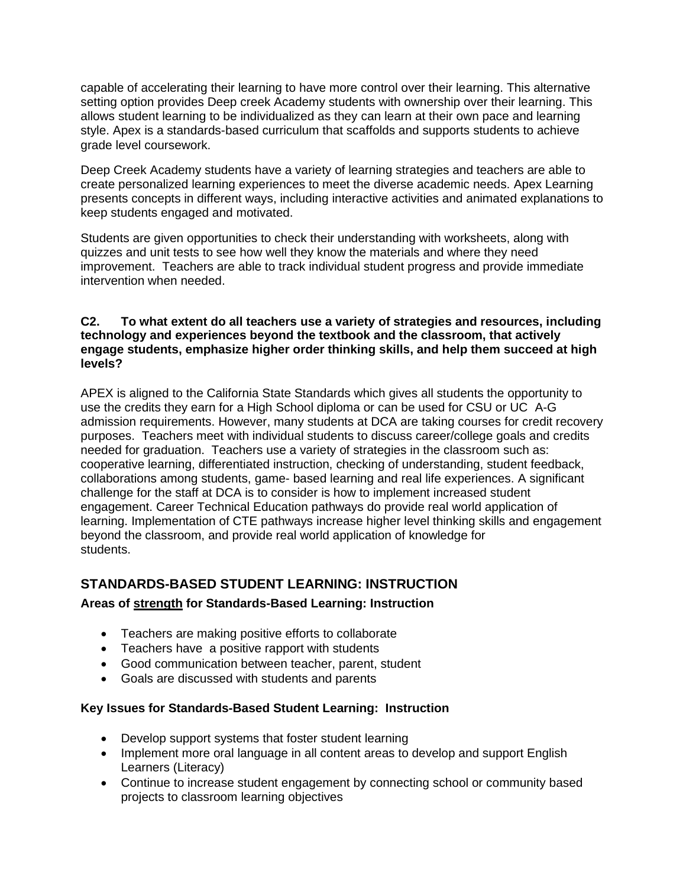capable of accelerating their learning to have more control over their learning. This alternative setting option provides Deep creek Academy students with ownership over their learning. This allows student learning to be individualized as they can learn at their own pace and learning style. Apex is a standards-based curriculum that scaffolds and supports students to achieve grade level coursework.

Deep Creek Academy students have a variety of learning strategies and teachers are able to create personalized learning experiences to meet the diverse academic needs. Apex Learning presents concepts in different ways, including interactive activities and animated explanations to keep students engaged and motivated.

Students are given opportunities to check their understanding with worksheets, along with quizzes and unit tests to see how well they know the materials and where they need improvement. Teachers are able to track individual student progress and provide immediate intervention when needed.

**C2. To what extent do all teachers use a variety of strategies and resources, including technology and experiences beyond the textbook and the classroom, that actively engage students, emphasize higher order thinking skills, and help them succeed at high levels?**

APEX is aligned to the California State Standards which gives all students the opportunity to use the credits they earn for a High School diploma or can be used for CSU or UC A-G admission requirements. However, many students at DCA are taking courses for credit recovery purposes. Teachers meet with individual students to discuss career/college goals and credits needed for graduation. Teachers use a variety of strategies in the classroom such as: cooperative learning, differentiated instruction, checking of understanding, student feedback, collaborations among students, game- based learning and real life experiences. A significant challenge for the staff at DCA is to consider is how to implement increased student engagement. Career Technical Education pathways do provide real world application of learning. Implementation of CTE pathways increase higher level thinking skills and engagement beyond the classroom, and provide real world application of knowledge for students.

## STANDARDS-BASED STUDENT LEARNING: INSTRUCTION

**Areas of strength for Standards-Based Learning: Instruction**

- Teachers are making positive efforts to collaborate
- Teachers have a positive rapport with students
- Good communication between teacher, parent, student
- Goals are discussed with students and parents

**Key Issues for Standards-Based Student Learning: Instruction**

- Develop support systems that foster student learning
- Implement more oral language in all content areas to develop and support English Learners (Literacy)
- Continue to increase student engagement by connecting school or community based projects to classroom learning objectives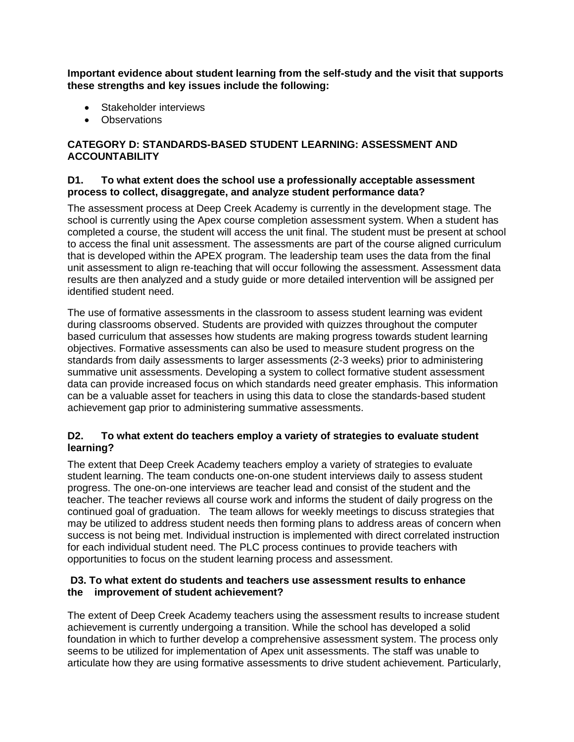**Important evidence about student learning from the self-study and the visit that supports these strengths and key issues include the following:**

- Stakeholder interviews
- Observations

## CATEGORY D: STANDARDS-BASED STUDENT LEARNING: ASSESSMENT AND ACCOUNTABILITY

### D1. To what extent does the school use a professionally acceptable assessment process to collect, disaggregate, and analyze student performance data?

The assessment process at Deep Creek Academy is currently in the development stage. The school is currently using the Apex course completion assessment system. When a student has completed a course, the student will access the unit final. The student must be present at school to access the final unit assessment. The assessments are part of the course aligned curriculum that is developed within the APEX program. The leadership team uses the data from the final unit assessment to align re-teaching that will occur following the assessment. Assessment data results are then analyzed and a study guide or more detailed intervention will be assigned per identified student need.

The use of formative assessments in the classroom to assess student learning was evident during classrooms observed. Students are provided with quizzes throughout the computer based curriculum that assesses how students are making progress towards student learning objectives. Formative assessments can also be used to measure student progress on the standards from daily assessments to larger assessments (2-3 weeks) prior to administering summative unit assessments. Developing a system to collect formative student assessment data can provide increased focus on which standards need greater emphasis. This information can be a valuable asset for teachers in using this data to close the standards-based student achievement gap prior to administering summative assessments.

### D2. To what extent do teachers employ a variety of strategies to evaluate student learning?

The extent that Deep Creek Academy teachers employ a variety of strategies to evaluate student learning. The team conducts one-on-one student interviews daily to assess student progress. The one-on-one interviews are teacher lead and consist of the student and the teacher. The teacher reviews all course work and informs the student of daily progress on the continued goal of graduation. The team allows for weekly meetings to discuss strategies that may be utilized to address student needs then forming plans to address areas of concern when success is not being met. Individual instruction is implemented with direct correlated instruction for each individual student need. The PLC process continues to provide teachers with opportunities to focus on the student learning process and assessment.

### D3. To what extent do students and teachers use assessment results to enhance the improvement of student achievement?

The extent of Deep Creek Academy teachers using the assessment results to increase student achievement is currently undergoing a transition. While the school has developed a solid foundation in which to further develop a comprehensive assessment system. The process only seems to be utilized for implementation of Apex unit assessments. The staff was unable to articulate how they are using formative assessments to drive student achievement. Particularly,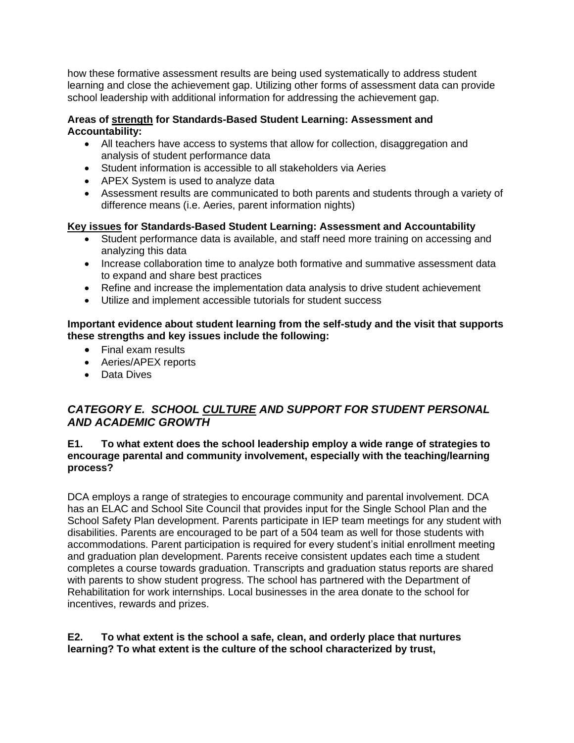how these formative assessment results are being used systematically to address student learning and close the achievement gap. Utilizing other forms of assessment data can provide school leadership with additional information for addressing the achievement gap.

**Areas of <u>strength</u> for Standards-Based Student Learning: Assessment and Accountability:**

- All teachers have access to systems that allow for collection, disaggregation and analysis of student performance data
- Student information is accessible to all stakeholders via Aeries
- APEX System is used to analyze data
- Assessment results are communicated to both parents and students through a variety of difference means (i.e. Aeries, parent information nights)

**<u>Key issues</u> for Standards-Based Student Learning: Assessment and Accountability**

- Student performance data is available, and staff need more training on accessing and analyzing this data
- Increase collaboration time to analyze both formative and summative assessment data to expand and share best practices
- Refine and increase the implementation data analysis to drive student achievement
- Utilize and implement accessible tutorials for student success

**Important evidence about student learning from the self-study and the visit that supports these strengths and key issues include the following:**

- Final exam results
- Aeries/APEX reports
- Data Dives

## *CATEGORY E. SCHOOL <u>CULTURE</u> AND SUPPORT FOR STUDENT PERSONAL AND ACADEMIC GROWTH*

**E1. To what extent does the school leadership employ a wide range of strategies to encourage parental and community involvement, especially with the teaching/learning process?**

DCA employs a range of strategies to encourage community and parental involvement. DCA has an ELAC and School Site Council that provides input for the Single School Plan and the School Safety Plan development. Parents participate in IEP team meetings for any student with disabilities. Parents are encouraged to be part of a 504 team as well for those students with accommodations. Parent participation is required for every student's initial enrollment meeting and graduation plan development. Parents receive consistent updates each time a student completes a course towards graduation. Transcripts and graduation status reports are shared with parents to show student progress. The school has partnered with the Department of Rehabilitation for work internships. Local businesses in the area donate to the school for incentives, rewards and prizes.

**E2. To what extent is the school a safe, clean, and orderly place that nurtures learning? To what extent is the culture of the school characterized by trust,**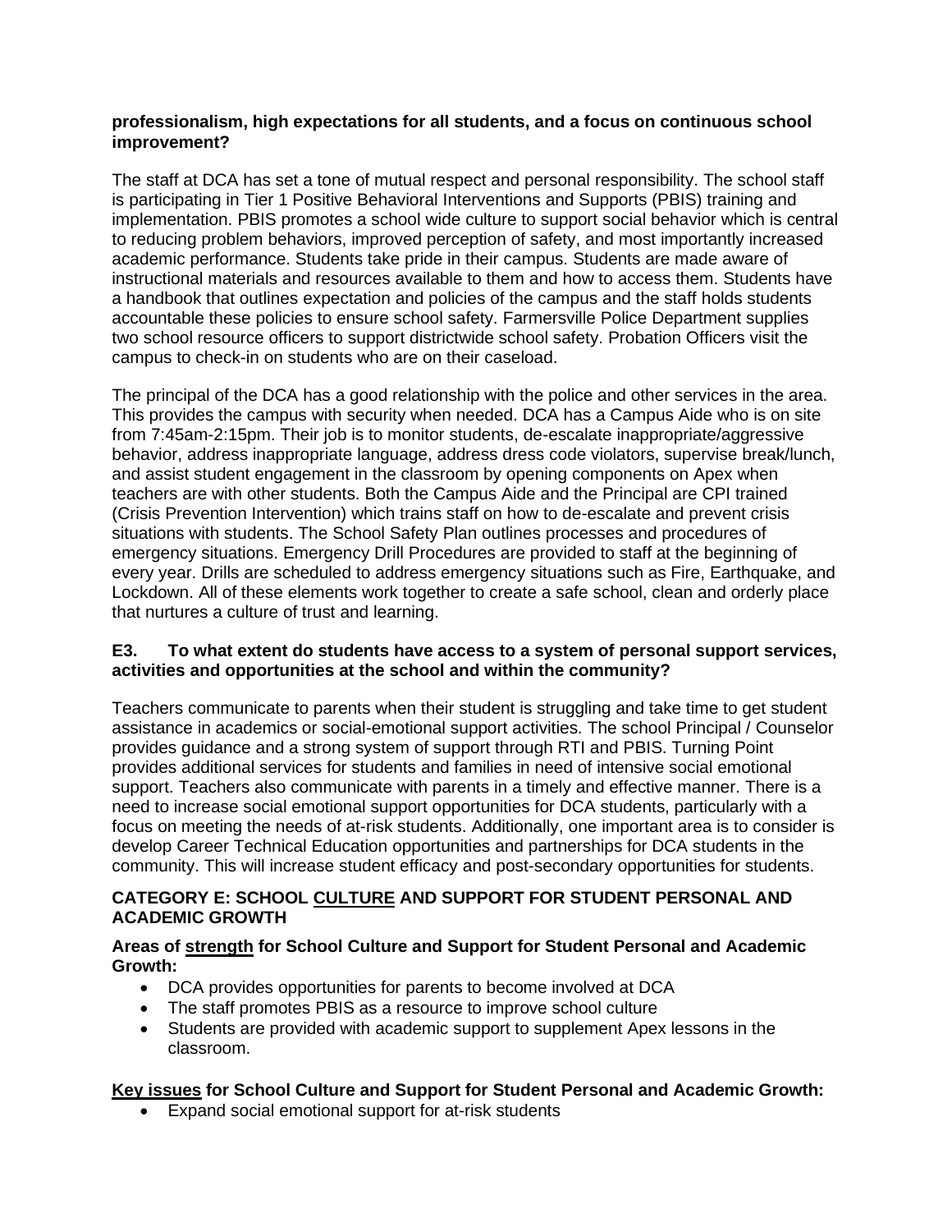**professionalism, high expectations for all students, and a focus on continuous school improvement?**

The staff at DCA has set a tone of mutual respect and personal responsibility. The school staff is participating in Tier 1 Positive Behavioral Interventions and Supports (PBIS) training and implementation. PBIS promotes a school wide culture to support social behavior which is central to reducing problem behaviors, improved perception of safety, and most importantly increased academic performance. Students take pride in their campus. Students are made aware of instructional materials and resources available to them and how to access them. Students have a handbook that outlines expectation and policies of the campus and the staff holds students accountable these policies to ensure school safety. Farmersville Police Department supplies two school resource officers to support districtwide school safety. Probation Officers visit the campus to check-in on students who are on their caseload.

The principal of the DCA has a good relationship with the police and other services in the area. This provides the campus with security when needed. DCA has a Campus Aide who is on site from 7:45am-2:15pm. Their job is to monitor students, de-escalate inappropriate/aggressive behavior, address inappropriate language, address dress code violators, supervise break/lunch, and assist student engagement in the classroom by opening components on Apex when teachers are with other students. Both the Campus Aide and the Principal are CPI trained (Crisis Prevention Intervention) which trains staff on how to de-escalate and prevent crisis situations with students. The School Safety Plan outlines processes and procedures of emergency situations. Emergency Drill Procedures are provided to staff at the beginning of every year. Drills are scheduled to address emergency situations such as Fire, Earthquake, and Lockdown. All of these elements work together to create a safe school, clean and orderly place that nurtures a culture of trust and learning.

**E3. To what extent do students have access to a system of personal support services, activities and opportunities at the school and within the community?**

Teachers communicate to parents when their student is struggling and take time to get student assistance in academics or social-emotional support activities. The school Principal / Counselor provides guidance and a strong system of support through RTI and PBIS. Turning Point provides additional services for students and families in need of intensive social emotional support. Teachers also communicate with parents in a timely and effective manner. There is a need to increase social emotional support opportunities for DCA students, particularly with a focus on meeting the needs of at-risk students. Additionally, one important area is to consider is develop Career Technical Education opportunities and partnerships for DCA students in the community. This will increase student efficacy and post-secondary opportunities for students.

**CATEGORY E: SCHOOL CULTURE AND SUPPORT FOR STUDENT PERSONAL AND ACADEMIC GROWTH**

**Areas of strength for School Culture and Support for Student Personal and Academic Growth:**

- DCA provides opportunities for parents to become involved at DCA
- The staff promotes PBIS as a resource to improve school culture
- Students are provided with academic support to supplement Apex lessons in the classroom.

**Key issues for School Culture and Support for Student Personal and Academic Growth:**

- Expand social emotional support for at-risk students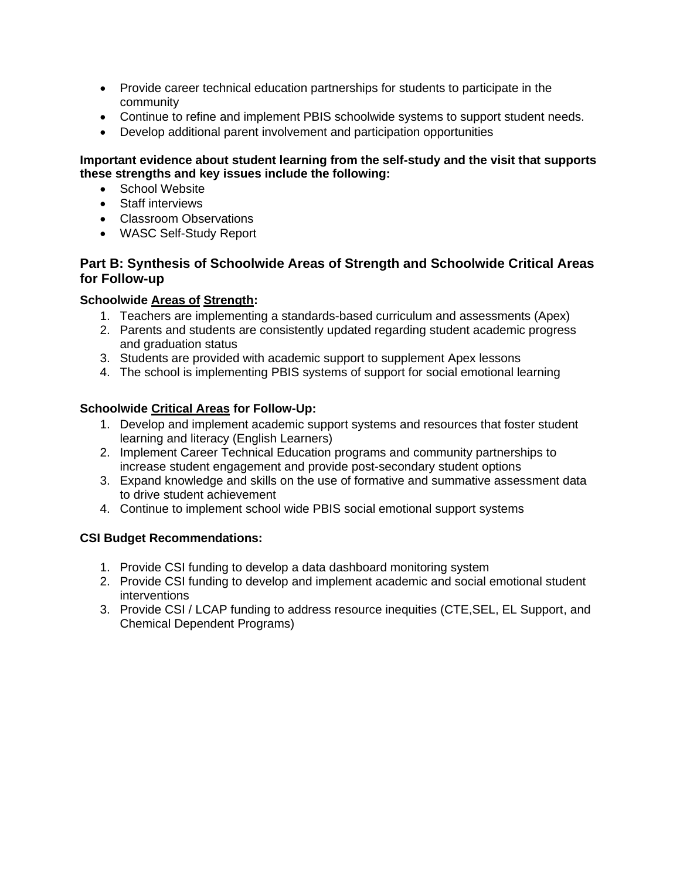- Provide career technical education partnerships for students to participate in the community
- Continue to refine and implement PBIS schoolwide systems to support student needs.
- Develop additional parent involvement and participation opportunities

**Important evidence about student learning from the self-study and the visit that supports these strengths and key issues include the following:**

- School Website
- Staff interviews
- Classroom Observations
- WASC Self-Study Report

## Part B: Synthesis of Schoolwide Areas of Strength and Schoolwide Critical Areas for Follow-up

**Schoolwide Areas of Strength:**

1. Teachers are implementing a standards-based curriculum and assessments (Apex)
2. Parents and students are consistently updated regarding student academic progress and graduation status
3. Students are provided with academic support to supplement Apex lessons
4. The school is implementing PBIS systems of support for social emotional learning

**Schoolwide Critical Areas for Follow-Up:**

1. Develop and implement academic support systems and resources that foster student learning and literacy (English Learners)
2. Implement Career Technical Education programs and community partnerships to increase student engagement and provide post-secondary student options
3. Expand knowledge and skills on the use of formative and summative assessment data to drive student achievement
4. Continue to implement school wide PBIS social emotional support systems

**CSI Budget Recommendations:**

1. Provide CSI funding to develop a data dashboard monitoring system
2. Provide CSI funding to develop and implement academic and social emotional student interventions
3. Provide CSI / LCAP funding to address resource inequities (CTE,SEL, EL Support, and Chemical Dependent Programs)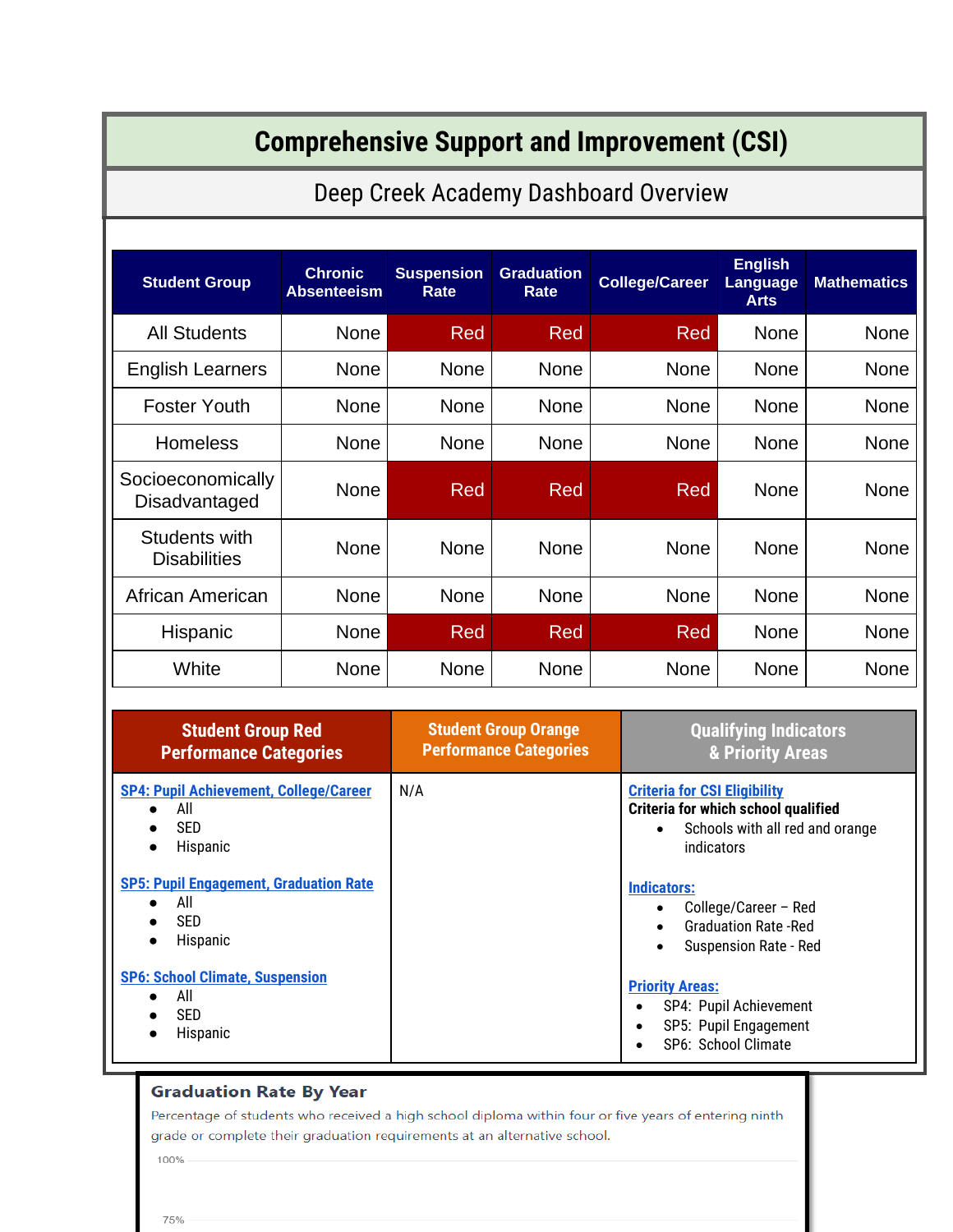# Comprehensive Support and Improvement (CSI)

## Deep Creek Academy Dashboard Overview

| Student Group | Chronic Absenteeism | Suspension Rate | Graduation Rate | College/Career | English Language Arts | Mathematics |
|---|---|---|---|---|---|---|
| All Students | None | Red | Red | Red | None | None |
| English Learners | None | None | None | None | None | None |
| Foster Youth | None | None | None | None | None | None |
| Homeless | None | None | None | None | None | None |
| Socioeconomically Disadvantaged | None | Red | Red | Red | None | None |
| Students with Disabilities | None | None | None | None | None | None |
| African American | None | None | None | None | None | None |
| Hispanic | None | Red | Red | Red | None | None |
| White | None | None | None | None | None | None |

| Student Group Red Performance Categories | Student Group Orange Performance Categories | Qualifying Indicators & Priority Areas |
|---|---|---|
| **SP4: Pupil Achievement, College/Career**<br>• All<br>• SED<br>• Hispanic<br><br>**SP5: Pupil Engagement, Graduation Rate**<br>• All<br>• SED<br>• Hispanic<br><br>**SP6: School Climate, Suspension**<br>• All<br>• SED<br>• Hispanic | N/A | **Criteria for CSI Eligibility**<br>**Criteria for which school qualified**<br>• Schools with all red and orange indicators<br><br>**Indicators:**<br>• College/Career – Red<br>• Graduation Rate -Red<br>• Suspension Rate - Red<br><br>**Priority Areas:**<br>• SP4: Pupil Achievement<br>• SP5: Pupil Engagement<br>• SP6: School Climate |

**Graduation Rate By Year**

Percentage of students who received a high school diploma within four or five years of entering ninth grade or complete their graduation requirements at an alternative school.

100%

75%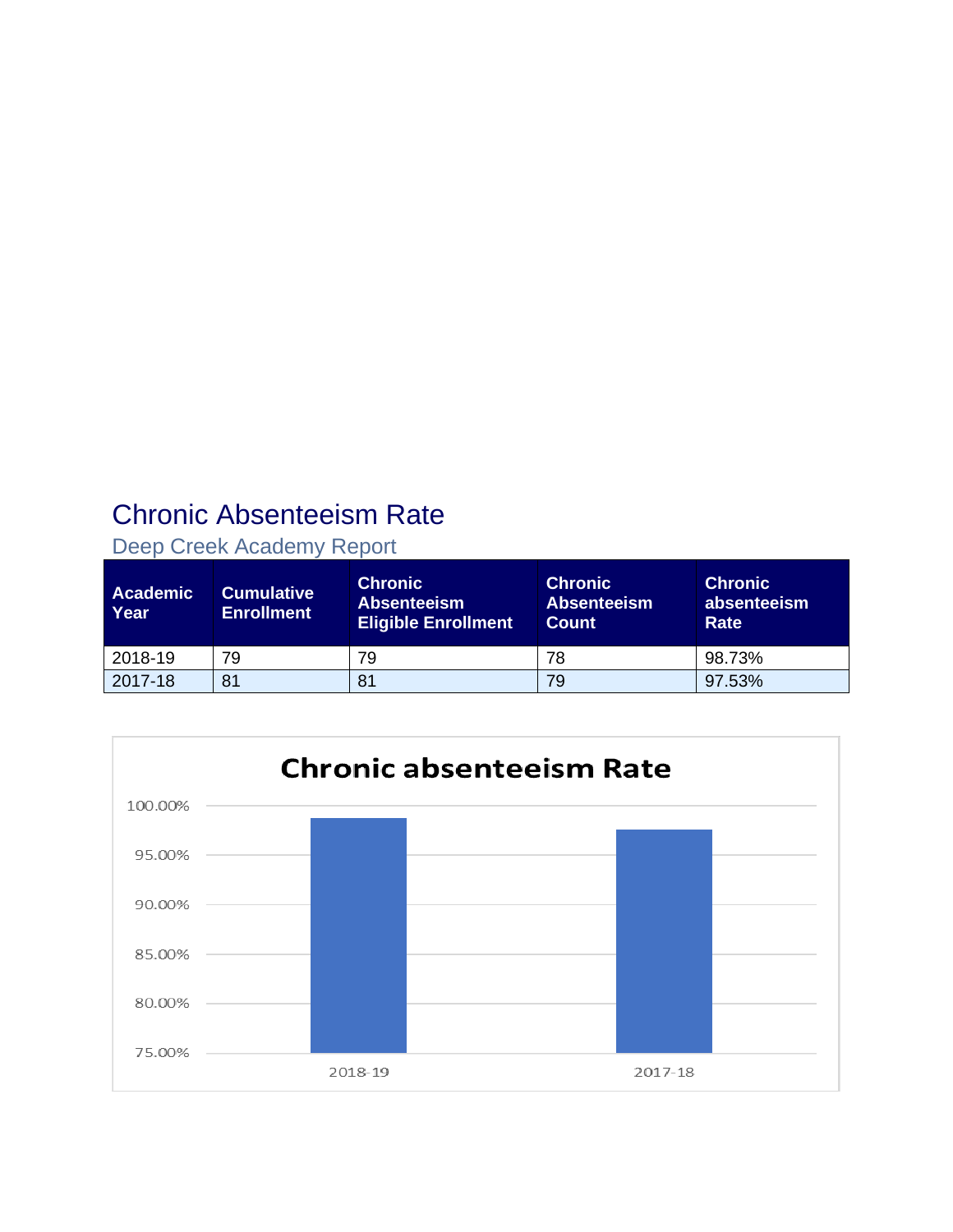# Chronic Absenteeism Rate

## Deep Creek Academy Report

| Academic Year | Cumulative Enrollment | Chronic Absenteeism Eligible Enrollment | Chronic Absenteeism Count | Chronic absenteeism Rate |
|---|---|---|---|---|
| 2018-19 | 79 | 79 | 78 | 98.73% |
| 2017-18 | 81 | 81 | 79 | 97.53% |

**Chronic absenteeism Rate**

| Academic Year | Chronic absenteeism Rate |
|---|---|
| 2018-19 | 98.73% |
| 2017-18 | 97.53% |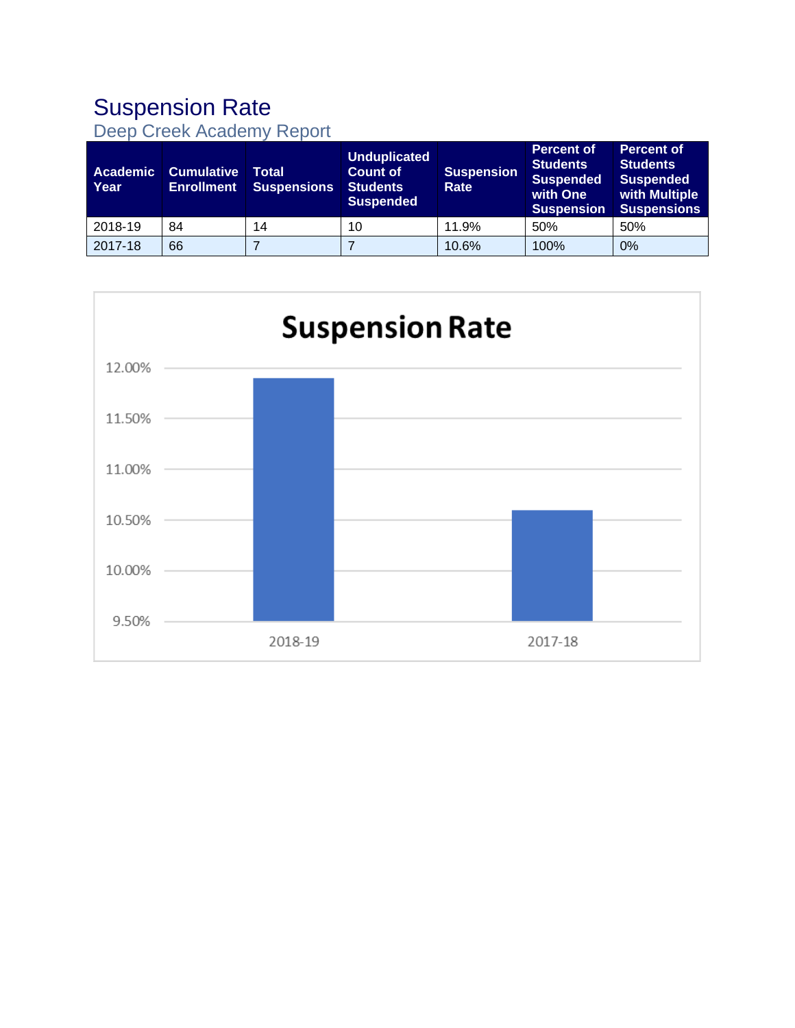# Suspension Rate

## Deep Creek Academy Report

| Academic Year | Cumulative Enrollment | Total Suspensions | Unduplicated Count of Students Suspended | Suspension Rate | Percent of Students Suspended with One Suspension | Percent of Students Suspended with Multiple Suspensions |
|---|---|---|---|---|---|---|
| 2018-19 | 84 | 14 | 10 | 11.9% | 50% | 50% |
| 2017-18 | 66 | 7 | 7 | 10.6% | 100% | 0% |

**Suspension Rate**

| Academic Year | Suspension Rate |
|---|---|
| 2018-19 | 11.9% |
| 2017-18 | 10.6% |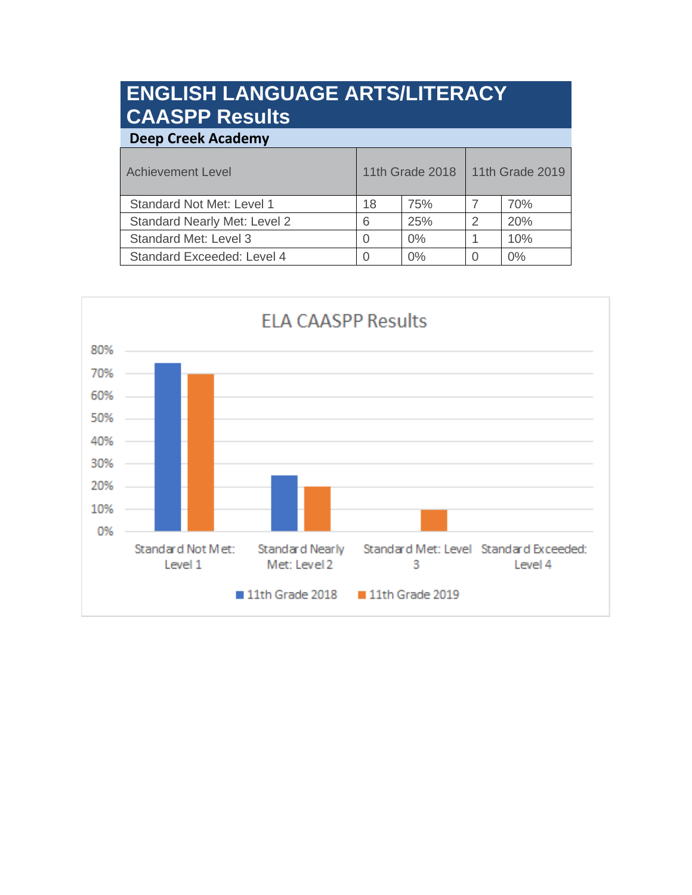## ENGLISH LANGUAGE ARTS/LITERACY CAASPP Results

**Deep Creek Academy**

| Achievement Level | 11th Grade 2018 | | 11th Grade 2019 | |
|---|---|---|---|---|
| Standard Not Met: Level 1 | 18 | 75% | 7 | 70% |
| Standard Nearly Met: Level 2 | 6 | 25% | 2 | 20% |
| Standard Met: Level 3 | 0 | 0% | 1 | 10% |
| Standard Exceeded: Level 4 | 0 | 0% | 0 | 0% |

ELA CAASPP Results

| Achievement Level | 11th Grade 2018 | 11th Grade 2019 |
|---|---|---|
| Standard Not Met: Level 1 | 75% | 70% |
| Standard Nearly Met: Level 2 | 25% | 20% |
| Standard Met: Level 3 | 0% | 10% |
| Standard Exceeded: Level 4 | 0% | 0% |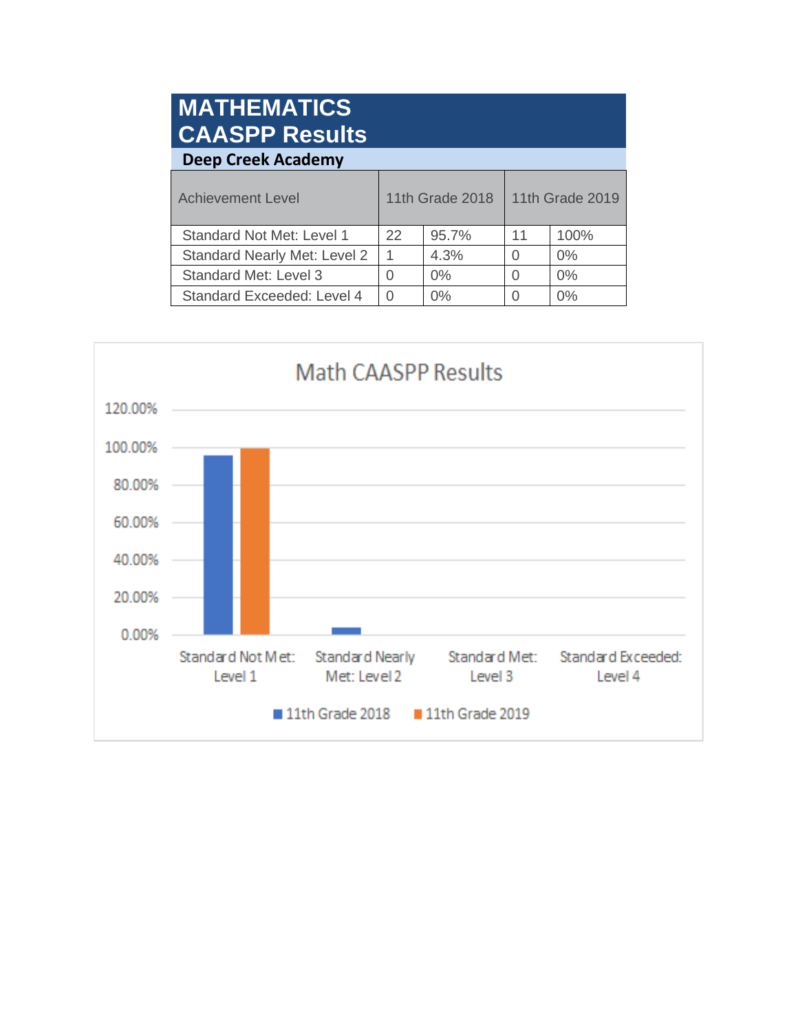# MATHEMATICS CAASPP Results

## Deep Creek Academy

| Achievement Level | 11th Grade 2018 | | 11th Grade 2019 | |
|---|---|---|---|---|
| Standard Not Met: Level 1 | 22 | 95.7% | 11 | 100% |
| Standard Nearly Met: Level 2 | 1 | 4.3% | 0 | 0% |
| Standard Met: Level 3 | 0 | 0% | 0 | 0% |
| Standard Exceeded: Level 4 | 0 | 0% | 0 | 0% |

Math CAASPP Results

120.00%
100.00%
80.00%
60.00%
40.00%
20.00%
0.00%

Standard Not Met: Level 1
Standard Nearly Met: Level 2
Standard Met: Level 3
Standard Exceeded: Level 4

11th Grade 2018
11th Grade 2019